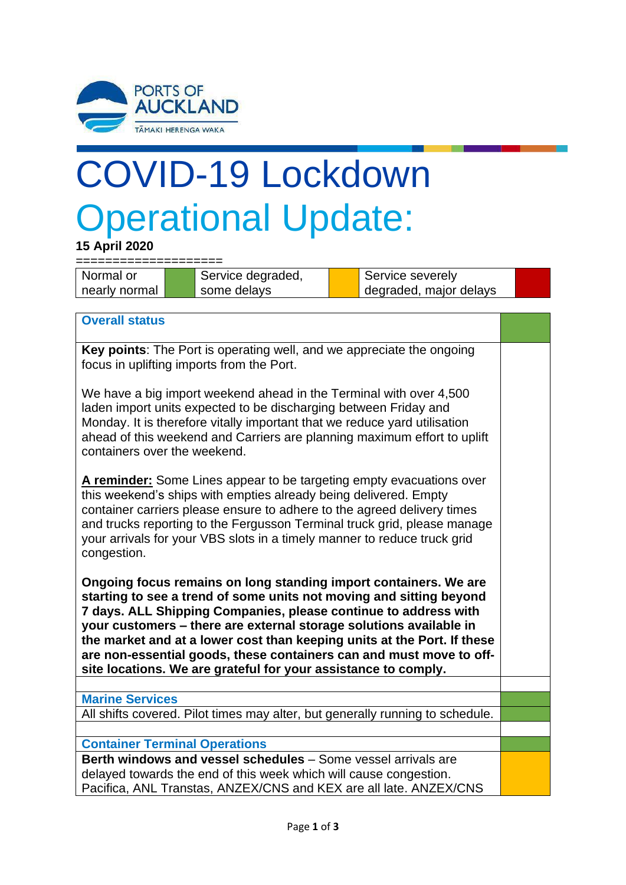# COVID-19 Lockdown Operational Update:

**15 April 2020**

====================

| Normal or nearly normal | Green | Service degraded, some delays | Amber | Service severely degraded, major delays | Red |
|---|---|---|---|---|---|

| **Overall status** | Green |
|---|---|
| **Key points**: The Port is operating well, and we appreciate the ongoing focus in uplifting imports from the Port.<br><br>We have a big import weekend ahead in the Terminal with over 4,500 laden import units expected to be discharging between Friday and Monday. It is therefore vitally important that we reduce yard utilisation ahead of this weekend and Carriers are planning maximum effort to uplift containers over the weekend.<br><br>**A reminder:** Some Lines appear to be targeting empty evacuations over this weekend's ships with empties already being delivered. Empty container carriers please ensure to adhere to the agreed delivery times and trucks reporting to the Fergusson Terminal truck grid, please manage your arrivals for your VBS slots in a timely manner to reduce truck grid congestion.<br><br>**Ongoing focus remains on long standing import containers. We are starting to see a trend of some units not moving and sitting beyond 7 days. ALL Shipping Companies, please continue to address with your customers – there are external storage solutions available in the market and at a lower cost than keeping units at the Port. If these are non-essential goods, these containers can and must move to off-site locations. We are grateful for your assistance to comply.** | |
| | |
| **Marine Services** | Green |
| All shifts covered. Pilot times may alter, but generally running to schedule. | Green |
| | |
| **Container Terminal Operations** | Green |
| **Berth windows and vessel schedules** – Some vessel arrivals are delayed towards the end of this week which will cause congestion. Pacifica, ANL Transtas, ANZEX/CNS and KEX are all late. ANZEX/CNS | Amber |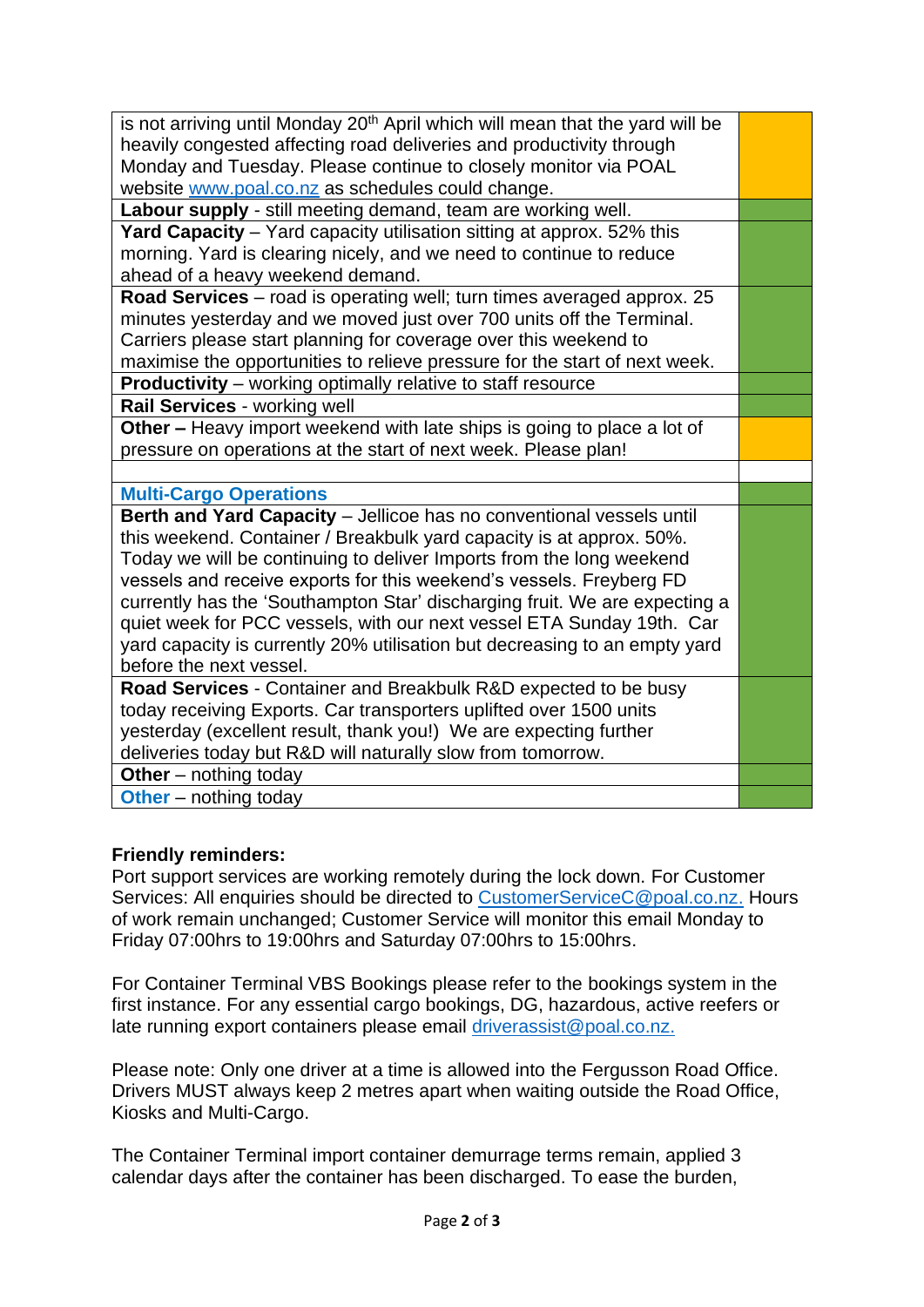| | |
|---|---|
| is not arriving until Monday 20th April which will mean that the yard will be heavily congested affecting road deliveries and productivity through Monday and Tuesday. Please continue to closely monitor via POAL website [www.poal.co.nz](http://www.poal.co.nz) as schedules could change. | |
| **Labour supply** - still meeting demand, team are working well. | |
| **Yard Capacity** – Yard capacity utilisation sitting at approx. 52% this morning. Yard is clearing nicely, and we need to continue to reduce ahead of a heavy weekend demand. | |
| **Road Services** – road is operating well; turn times averaged approx. 25 minutes yesterday and we moved just over 700 units off the Terminal. Carriers please start planning for coverage over this weekend to maximise the opportunities to relieve pressure for the start of next week. | |
| **Productivity** – working optimally relative to staff resource | |
| **Rail Services** - working well | |
| **Other –** Heavy import weekend with late ships is going to place a lot of pressure on operations at the start of next week. Please plan! | |
| | |
| **Multi-Cargo Operations** | |
| **Berth and Yard Capacity** – Jellicoe has no conventional vessels until this weekend. Container / Breakbulk yard capacity is at approx. 50%. Today we will be continuing to deliver Imports from the long weekend vessels and receive exports for this weekend's vessels. Freyberg FD currently has the 'Southampton Star' discharging fruit. We are expecting a quiet week for PCC vessels, with our next vessel ETA Sunday 19th. Car yard capacity is currently 20% utilisation but decreasing to an empty yard before the next vessel. | |
| **Road Services** - Container and Breakbulk R&D expected to be busy today receiving Exports. Car transporters uplifted over 1500 units yesterday (excellent result, thank you!) We are expecting further deliveries today but R&D will naturally slow from tomorrow. | |
| **Other** – nothing today | |
| **Other** – nothing today | |

**Friendly reminders:**

Port support services are working remotely during the lock down. For Customer Services: All enquiries should be directed to [CustomerServiceC@poal.co.nz.](mailto:CustomerServiceC@poal.co.nz) Hours of work remain unchanged; Customer Service will monitor this email Monday to Friday 07:00hrs to 19:00hrs and Saturday 07:00hrs to 15:00hrs.

For Container Terminal VBS Bookings please refer to the bookings system in the first instance. For any essential cargo bookings, DG, hazardous, active reefers or late running export containers please email [driverassist@poal.co.nz.](mailto:driverassist@poal.co.nz)

Please note: Only one driver at a time is allowed into the Fergusson Road Office. Drivers MUST always keep 2 metres apart when waiting outside the Road Office, Kiosks and Multi-Cargo.

The Container Terminal import container demurrage terms remain, applied 3 calendar days after the container has been discharged. To ease the burden,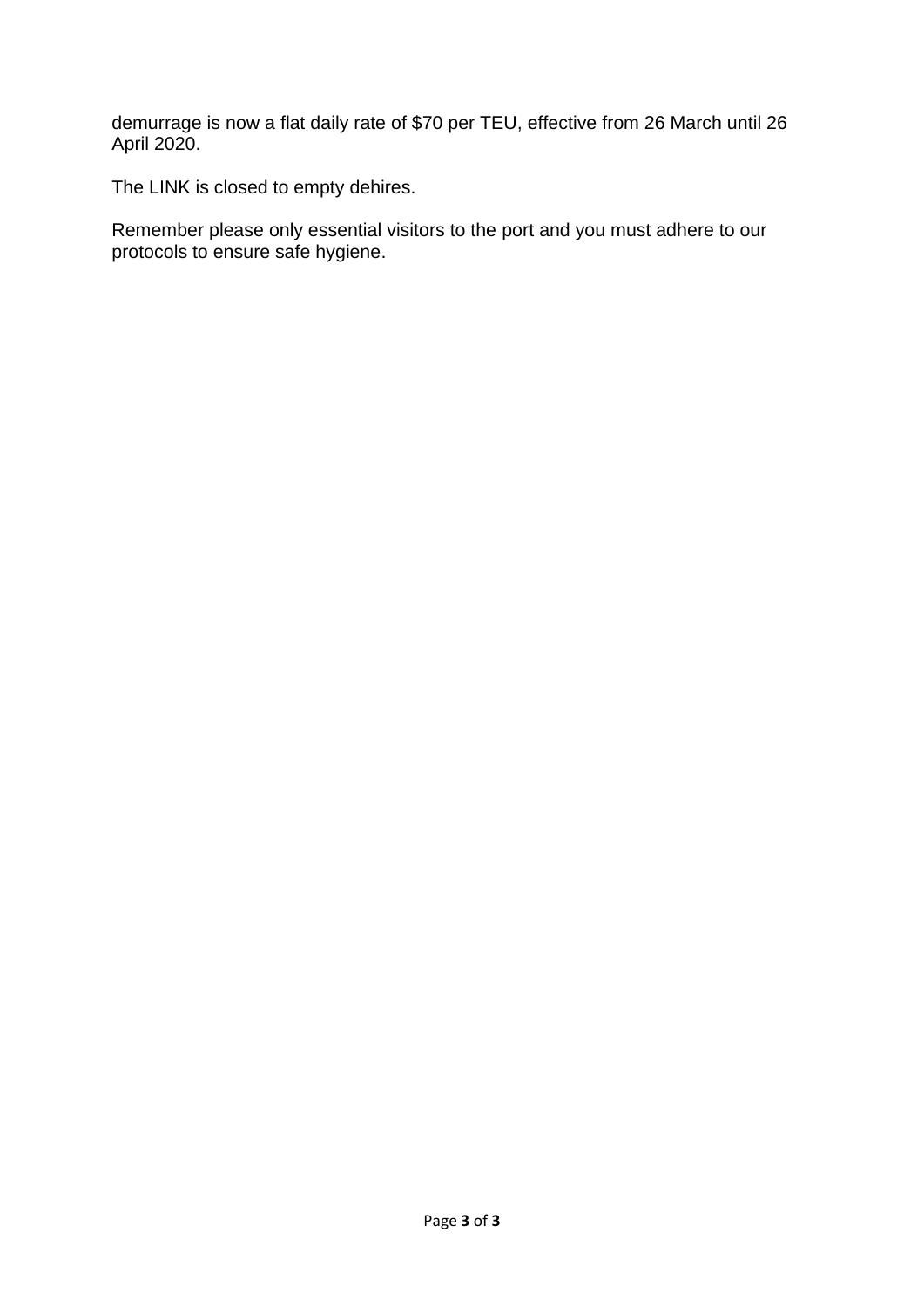demurrage is now a flat daily rate of $70 per TEU, effective from 26 March until 26 April 2020.

The LINK is closed to empty dehires.

Remember please only essential visitors to the port and you must adhere to our protocols to ensure safe hygiene.